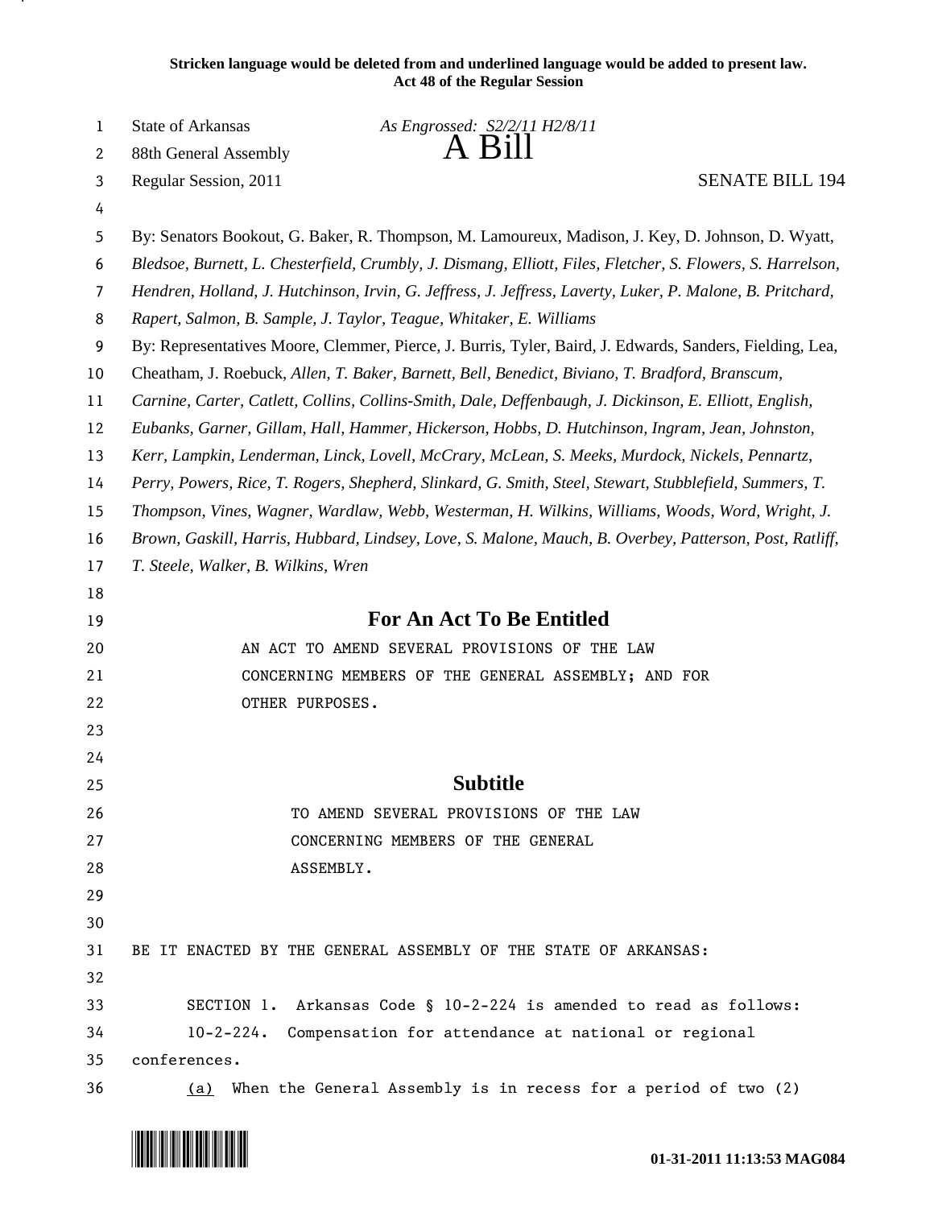**Stricken language would be deleted from and underlined language would be added to present law.**
**Act 48 of the Regular Session**

State of Arkansas *As Engrossed: S2/2/11 H2/8/11*
88th General Assembly **A Bill**
Regular Session, 2011 SENATE BILL 194

By: Senators Bookout, G. Baker, R. Thompson, M. Lamoureux, Madison, J. Key, D. Johnson, D. Wyatt, *Bledsoe, Burnett, L. Chesterfield, Crumbly, J. Dismang, Elliott, Files, Fletcher, S. Flowers, S. Harrelson, Hendren, Holland, J. Hutchinson, Irvin, G. Jeffress, J. Jeffress, Laverty, Luker, P. Malone, B. Pritchard, Rapert, Salmon, B. Sample, J. Taylor, Teague, Whitaker, E. Williams*

By: Representatives Moore, Clemmer, Pierce, J. Burris, Tyler, Baird, J. Edwards, Sanders, Fielding, Lea, Cheatham, J. Roebuck, *Allen, T. Baker, Barnett, Bell, Benedict, Biviano, T. Bradford, Branscum, Carnine, Carter, Catlett, Collins, Collins-Smith, Dale, Deffenbaugh, J. Dickinson, E. Elliott, English, Eubanks, Garner, Gillam, Hall, Hammer, Hickerson, Hobbs, D. Hutchinson, Ingram, Jean, Johnston, Kerr, Lampkin, Lenderman, Linck, Lovell, McCrary, McLean, S. Meeks, Murdock, Nickels, Pennartz, Perry, Powers, Rice, T. Rogers, Shepherd, Slinkard, G. Smith, Steel, Stewart, Stubblefield, Summers, T. Thompson, Vines, Wagner, Wardlaw, Webb, Westerman, H. Wilkins, Williams, Woods, Word, Wright, J. Brown, Gaskill, Harris, Hubbard, Lindsey, Love, S. Malone, Mauch, B. Overbey, Patterson, Post, Ratliff, T. Steele, Walker, B. Wilkins, Wren*

## For An Act To Be Entitled

AN ACT TO AMEND SEVERAL PROVISIONS OF THE LAW CONCERNING MEMBERS OF THE GENERAL ASSEMBLY; AND FOR OTHER PURPOSES.

## Subtitle

TO AMEND SEVERAL PROVISIONS OF THE LAW CONCERNING MEMBERS OF THE GENERAL ASSEMBLY.

BE IT ENACTED BY THE GENERAL ASSEMBLY OF THE STATE OF ARKANSAS:

SECTION 1. Arkansas Code § 10-2-224 is amended to read as follows:

10-2-224. Compensation for attendance at national or regional conferences.

(a) When the General Assembly is in recess for a period of two (2)

01-31-2011 11:13:53 MAG084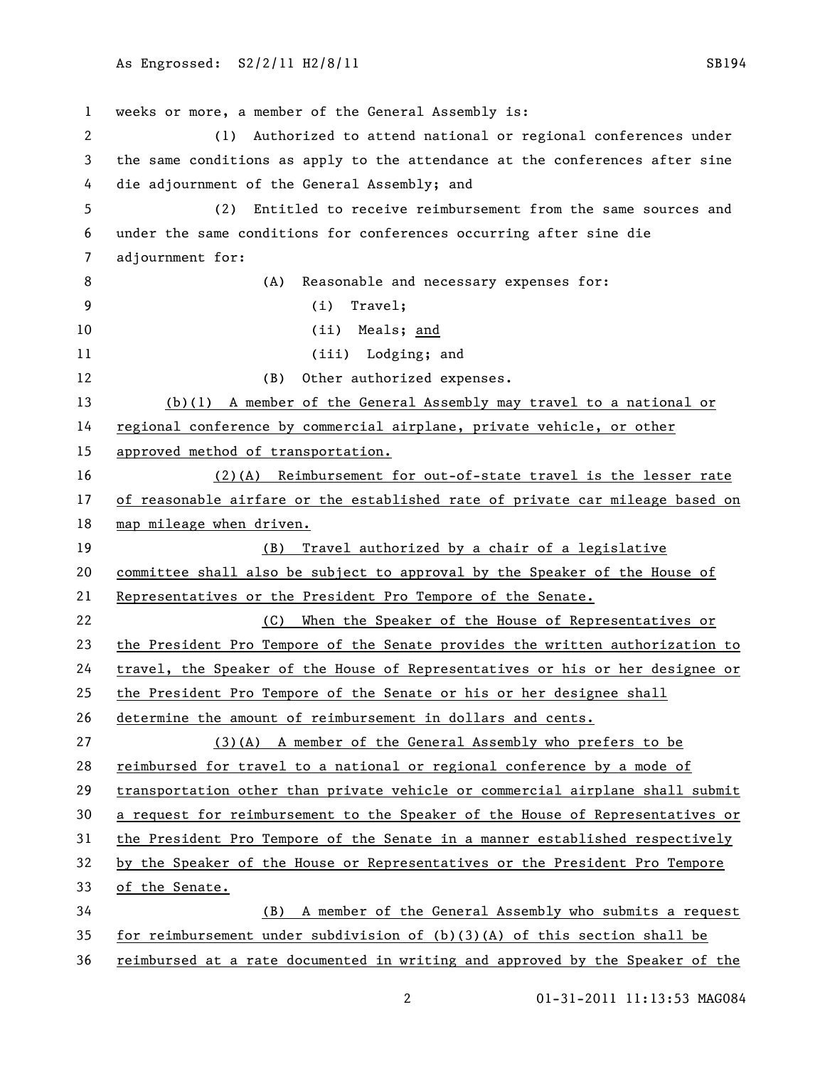weeks or more, a member of the General Assembly is:

(1) Authorized to attend national or regional conferences under the same conditions as apply to the attendance at the conferences after sine die adjournment of the General Assembly; and

(2) Entitled to receive reimbursement from the same sources and under the same conditions for conferences occurring after sine die adjournment for:

(A) Reasonable and necessary expenses for:

(i) Travel;

(ii) Meals; and

(iii) Lodging; and

(B) Other authorized expenses.

(b)(1) A member of the General Assembly may travel to a national or regional conference by commercial airplane, private vehicle, or other approved method of transportation.

(2)(A) Reimbursement for out-of-state travel is the lesser rate of reasonable airfare or the established rate of private car mileage based on map mileage when driven.

(B) Travel authorized by a chair of a legislative committee shall also be subject to approval by the Speaker of the House of Representatives or the President Pro Tempore of the Senate.

(C) When the Speaker of the House of Representatives or the President Pro Tempore of the Senate provides the written authorization to travel, the Speaker of the House of Representatives or his or her designee or the President Pro Tempore of the Senate or his or her designee shall determine the amount of reimbursement in dollars and cents.

(3)(A) A member of the General Assembly who prefers to be reimbursed for travel to a national or regional conference by a mode of transportation other than private vehicle or commercial airplane shall submit a request for reimbursement to the Speaker of the House of Representatives or the President Pro Tempore of the Senate in a manner established respectively by the Speaker of the House or Representatives or the President Pro Tempore of the Senate.

(B) A member of the General Assembly who submits a request for reimbursement under subdivision of (b)(3)(A) of this section shall be reimbursed at a rate documented in writing and approved by the Speaker of the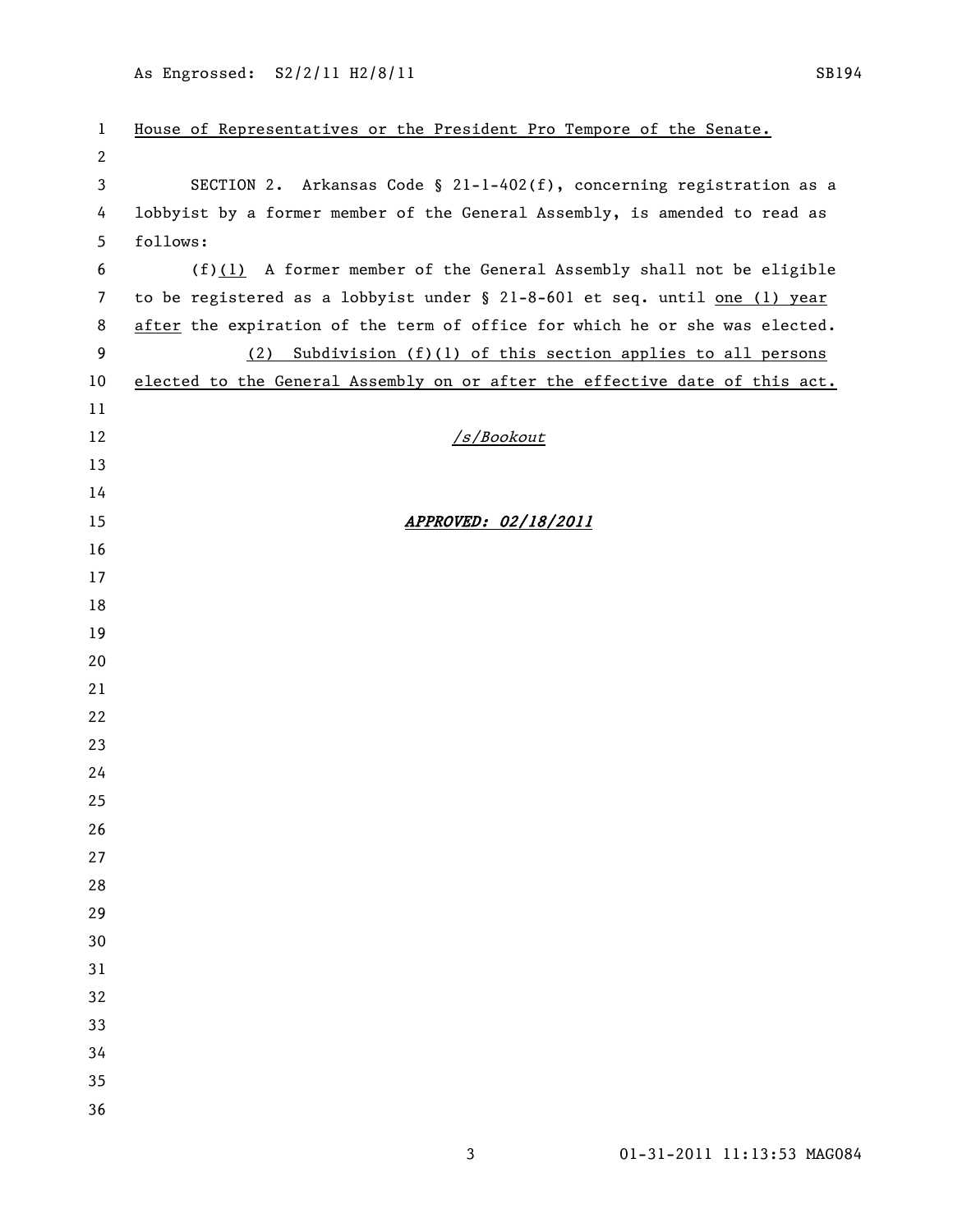House of Representatives or the President Pro Tempore of the Senate.

SECTION 2. Arkansas Code § 21-1-402(f), concerning registration as a lobbyist by a former member of the General Assembly, is amended to read as follows:

(f)(1) A former member of the General Assembly shall not be eligible to be registered as a lobbyist under § 21-8-601 et seq. until one (1) year after the expiration of the term of office for which he or she was elected.

(2) Subdivision (f)(1) of this section applies to all persons elected to the General Assembly on or after the effective date of this act.

*/s/Bookout*

***APPROVED: 02/18/2011***